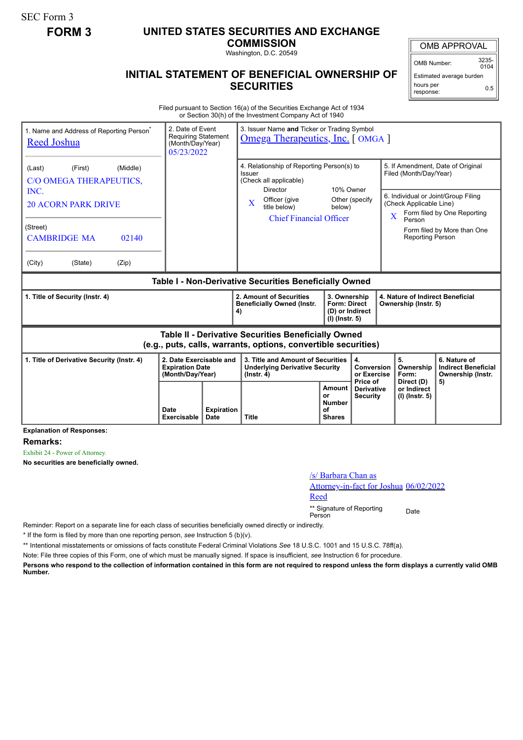SEC Form 3

**FORM 3**

# UNITED STATES SECURITIES AND EXCHANGE COMMISSION

Washington, D.C. 20549

## INITIAL STATEMENT OF BENEFICIAL OWNERSHIP OF SECURITIES

| OMB APPROVAL | |
|---|---|
| OMB Number: | 3235-0104 |
| Estimated average burden hours per response: | 0.5 |

Filed pursuant to Section 16(a) of the Securities Exchange Act of 1934 or Section 30(h) of the Investment Company Act of 1940

| | | |
|---|---|---|
| 1. Name and Address of Reporting Person* Reed Joshua<br>(Last) (First) (Middle)<br>C/O OMEGA THERAPEUTICS, INC.<br>20 ACORN PARK DRIVE<br>(Street)<br>CAMBRIDGE MA 02140<br>(City) (State) (Zip) | 2. Date of Event Requiring Statement (Month/Day/Year)<br>05/23/2022 | 3. Issuer Name **and** Ticker or Trading Symbol<br>Omega Therapeutics, Inc. [ OMGA ]<br><br>4. Relationship of Reporting Person(s) to Issuer (Check all applicable)<br>Director / 10% Owner<br>X Officer (give title below) / Other (specify below)<br>Chief Financial Officer<br><br>5. If Amendment, Date of Original Filed (Month/Day/Year)<br><br>6. Individual or Joint/Group Filing (Check Applicable Line)<br>X Form filed by One Reporting Person<br>Form filed by More than One Reporting Person |

**Table I - Non-Derivative Securities Beneficially Owned**

| 1. Title of Security (Instr. 4) | 2. Amount of Securities Beneficially Owned (Instr. 4) | 3. Ownership Form: Direct (D) or Indirect (I) (Instr. 5) | 4. Nature of Indirect Beneficial Ownership (Instr. 5) |
|---|---|---|---|

**Table II - Derivative Securities Beneficially Owned (e.g., puts, calls, warrants, options, convertible securities)**

| 1. Title of Derivative Security (Instr. 4) | 2. Date Exercisable and Expiration Date (Month/Day/Year) | | 3. Title and Amount of Securities Underlying Derivative Security (Instr. 4) | | 4. Conversion or Exercise Price of Derivative Security | 5. Ownership Form: Direct (D) or Indirect (I) (Instr. 5) | 6. Nature of Indirect Beneficial Ownership (Instr. 5) |
|---|---|---|---|---|---|---|---|
| | Date Exercisable | Expiration Date | Title | Amount or Number of Shares | | | |

**Explanation of Responses:**

**Remarks:**

Exhibit 24 - Power of Attorney.

**No securities are beneficially owned.**

/s/ Barbara Chan as Attorney-in-fact for Joshua Reed 06/02/2022

** Signature of Reporting Person Date

Reminder: Report on a separate line for each class of securities beneficially owned directly or indirectly.

* If the form is filed by more than one reporting person, *see* Instruction 5 (b)(v).

** Intentional misstatements or omissions of facts constitute Federal Criminal Violations *See* 18 U.S.C. 1001 and 15 U.S.C. 78ff(a).

Note: File three copies of this Form, one of which must be manually signed. If space is insufficient, *see* Instruction 6 for procedure.

**Persons who respond to the collection of information contained in this form are not required to respond unless the form displays a currently valid OMB Number.**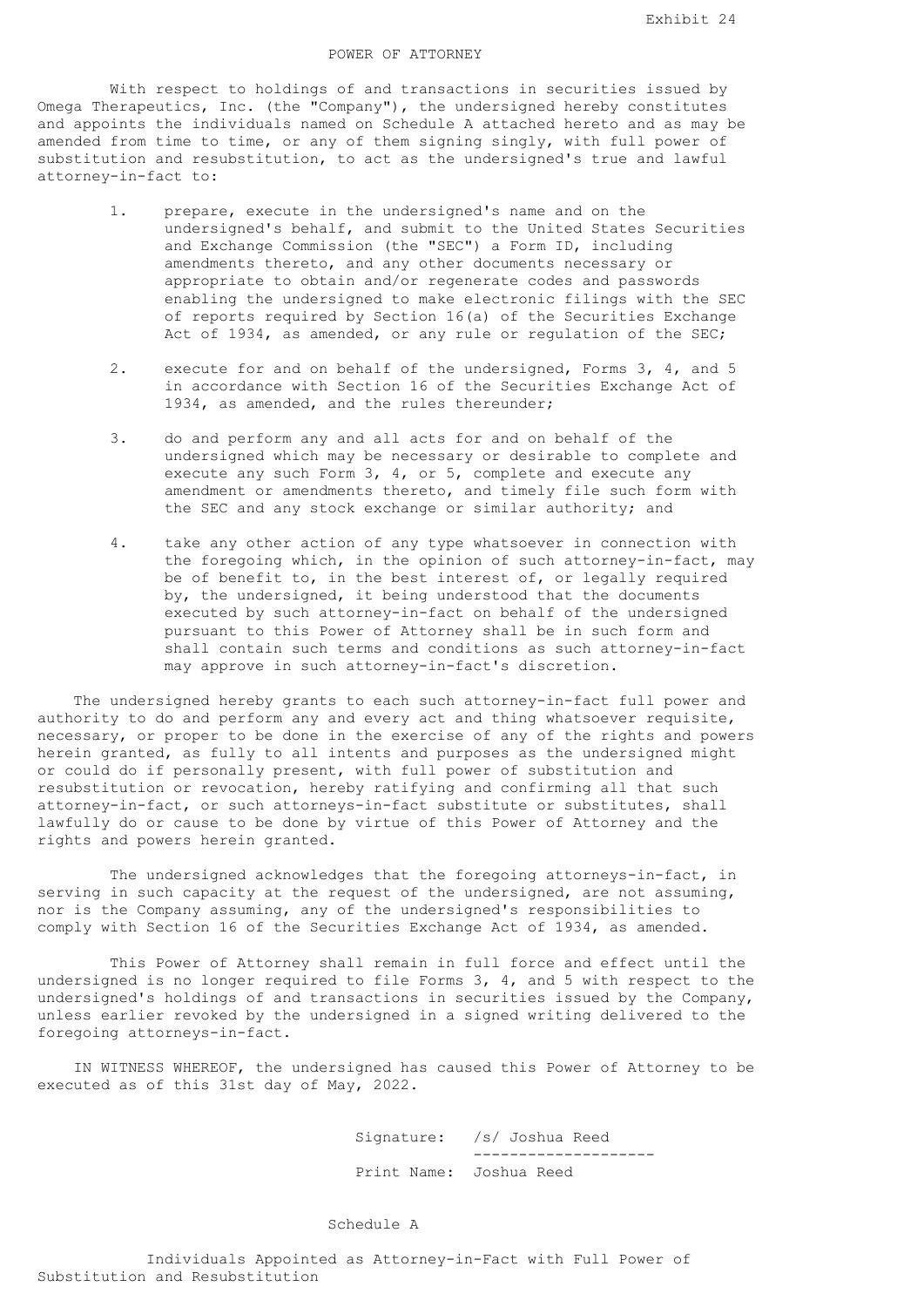Exhibit 24

# POWER OF ATTORNEY

With respect to holdings of and transactions in securities issued by Omega Therapeutics, Inc. (the "Company"), the undersigned hereby constitutes and appoints the individuals named on Schedule A attached hereto and as may be amended from time to time, or any of them signing singly, with full power of substitution and resubstitution, to act as the undersigned's true and lawful attorney-in-fact to:

1. prepare, execute in the undersigned's name and on the undersigned's behalf, and submit to the United States Securities and Exchange Commission (the "SEC") a Form ID, including amendments thereto, and any other documents necessary or appropriate to obtain and/or regenerate codes and passwords enabling the undersigned to make electronic filings with the SEC of reports required by Section 16(a) of the Securities Exchange Act of 1934, as amended, or any rule or regulation of the SEC;

2. execute for and on behalf of the undersigned, Forms 3, 4, and 5 in accordance with Section 16 of the Securities Exchange Act of 1934, as amended, and the rules thereunder;

3. do and perform any and all acts for and on behalf of the undersigned which may be necessary or desirable to complete and execute any such Form 3, 4, or 5, complete and execute any amendment or amendments thereto, and timely file such form with the SEC and any stock exchange or similar authority; and

4. take any other action of any type whatsoever in connection with the foregoing which, in the opinion of such attorney-in-fact, may be of benefit to, in the best interest of, or legally required by, the undersigned, it being understood that the documents executed by such attorney-in-fact on behalf of the undersigned pursuant to this Power of Attorney shall be in such form and shall contain such terms and conditions as such attorney-in-fact may approve in such attorney-in-fact's discretion.

The undersigned hereby grants to each such attorney-in-fact full power and authority to do and perform any and every act and thing whatsoever requisite, necessary, or proper to be done in the exercise of any of the rights and powers herein granted, as fully to all intents and purposes as the undersigned might or could do if personally present, with full power of substitution and resubstitution or revocation, hereby ratifying and confirming all that such attorney-in-fact, or such attorneys-in-fact substitute or substitutes, shall lawfully do or cause to be done by virtue of this Power of Attorney and the rights and powers herein granted.

The undersigned acknowledges that the foregoing attorneys-in-fact, in serving in such capacity at the request of the undersigned, are not assuming, nor is the Company assuming, any of the undersigned's responsibilities to comply with Section 16 of the Securities Exchange Act of 1934, as amended.

This Power of Attorney shall remain in full force and effect until the undersigned is no longer required to file Forms 3, 4, and 5 with respect to the undersigned's holdings of and transactions in securities issued by the Company, unless earlier revoked by the undersigned in a signed writing delivered to the foregoing attorneys-in-fact.

IN WITNESS WHEREOF, the undersigned has caused this Power of Attorney to be executed as of this 31st day of May, 2022.

Signature: /s/ Joshua Reed

Print Name: Joshua Reed

## Schedule A

Individuals Appointed as Attorney-in-Fact with Full Power of Substitution and Resubstitution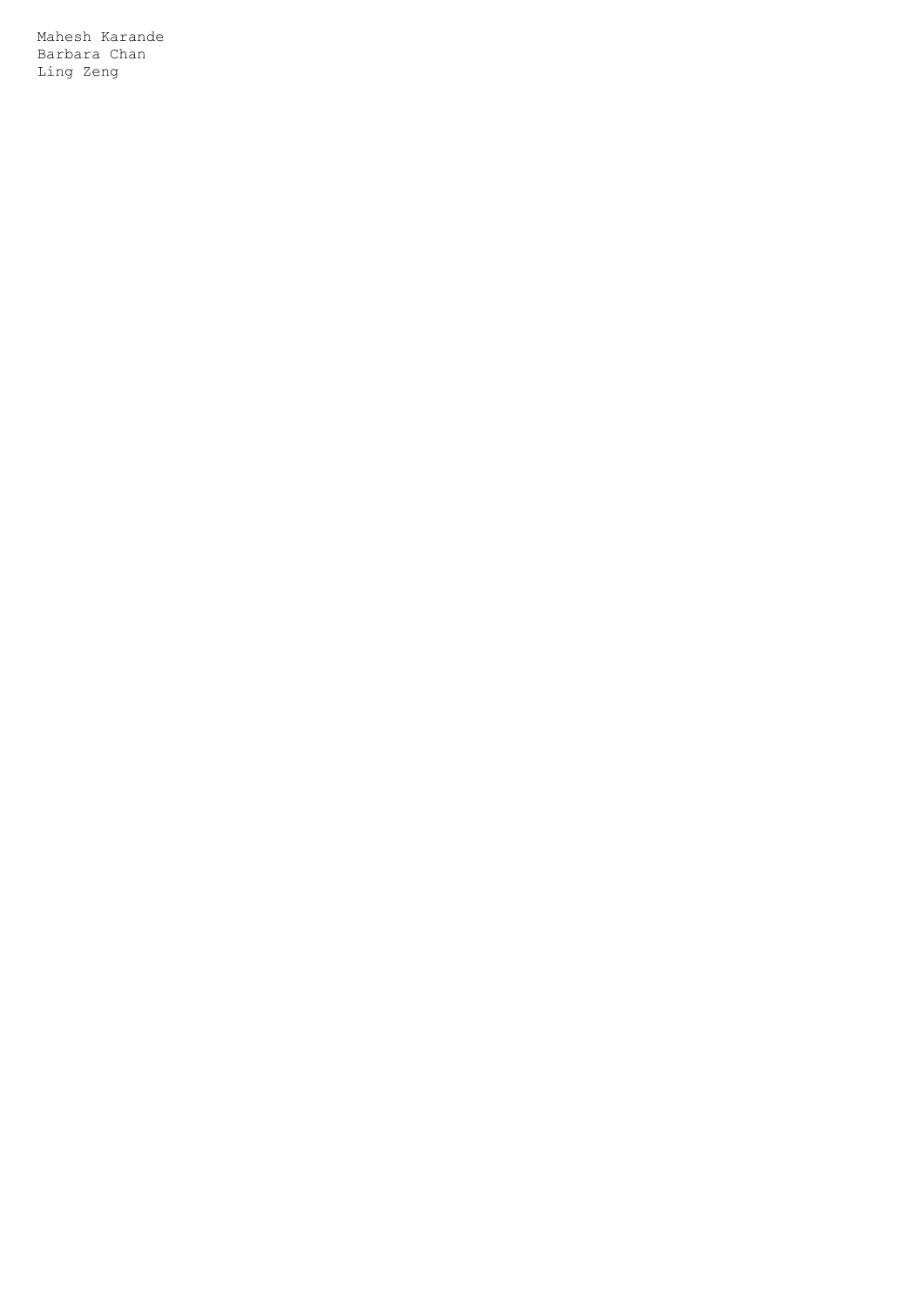Mahesh Karande
Barbara Chan
Ling Zeng